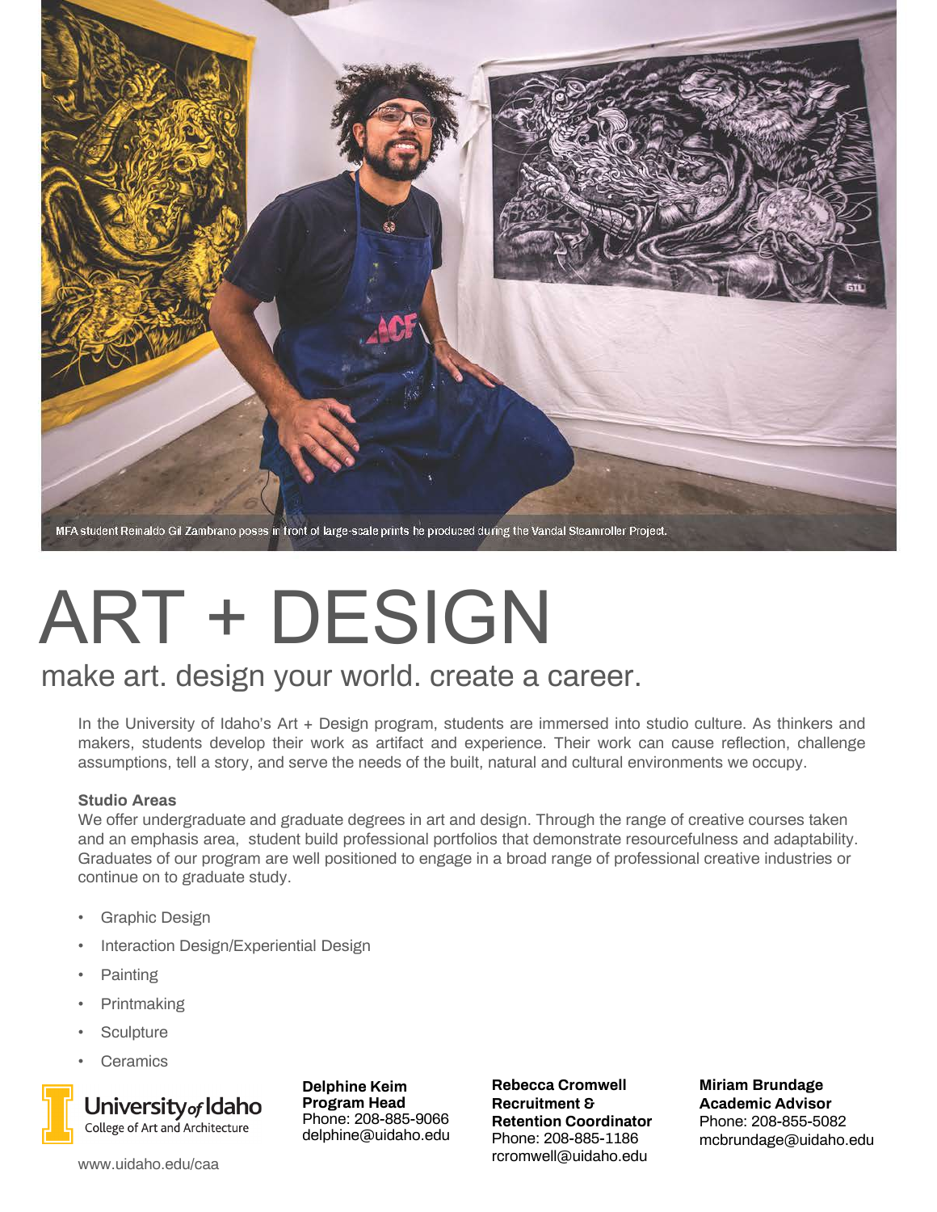MFA student Reinaldo Gil Zambrano poses in front of large-scale prints he produced during the Vandal Steamroller Project.

# ART + DESIGN

## make art. design your world. create a career.

In the University of Idaho's Art + Design program, students are immersed into studio culture. As thinkers and makers, students develop their work as artifact and experience. Their work can cause reflection, challenge assumptions, tell a story, and serve the needs of the built, natural and cultural environments we occupy.

### Studio Areas

We offer undergraduate and graduate degrees in art and design. Through the range of creative courses taken and an emphasis area, student build professional portfolios that demonstrate resourcefulness and adaptability. Graduates of our program are well positioned to engage in a broad range of professional creative industries or continue on to graduate study.

- Graphic Design
- Interaction Design/Experiential Design
- Painting
- Printmaking
- Sculpture
- Ceramics

University of Idaho
College of Art and Architecture

www.uidaho.edu/caa

**Delphine Keim**
**Program Head**
Phone: 208-885-9066
delphine@uidaho.edu

**Rebecca Cromwell**
**Recruitment & Retention Coordinator**
Phone: 208-885-1186
rcromwell@uidaho.edu

**Miriam Brundage**
**Academic Advisor**
Phone: 208-855-5082
mcbrundage@uidaho.edu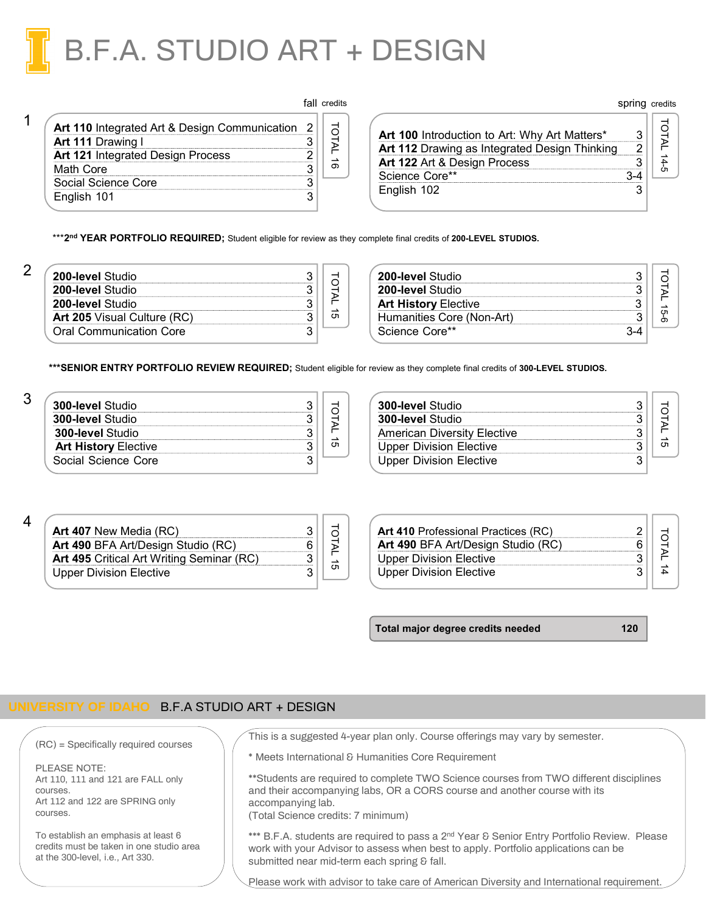# B.F.A. STUDIO ART + DESIGN

## Year 1

| Fall | Credits |
|---|---|
| **Art 110** Integrated Art & Design Communication | 2 |
| **Art 111** Drawing I | 3 |
| **Art 121** Integrated Design Process | 2 |
| Math Core | 3 |
| Social Science Core | 3 |
| English 101 | 3 |
| TOTAL | 16 |

| Spring | Credits |
|---|---|
| **Art 100** Introduction to Art: Why Art Matters* | 3 |
| **Art 112** Drawing as Integrated Design Thinking | 2 |
| **Art 122** Art & Design Process | 3 |
| Science Core** | 3-4 |
| English 102 | 3 |
| TOTAL | 14-5 |

***2nd YEAR PORTFOLIO REQUIRED; Student eligible for review as they complete final credits of **200-LEVEL STUDIOS.**

## Year 2

| Fall | Credits |
|---|---|
| **200-level** Studio | 3 |
| **200-level** Studio | 3 |
| **200-level** Studio | 3 |
| **Art 205** Visual Culture (RC) | 3 |
| Oral Communication Core | 3 |
| TOTAL | 15 |

| Spring | Credits |
|---|---|
| **200-level** Studio | 3 |
| **200-level** Studio | 3 |
| **Art History** Elective | 3 |
| Humanities Core (Non-Art) | 3 |
| Science Core** | 3-4 |
| TOTAL | 15-6 |

***SENIOR ENTRY PORTFOLIO REVIEW REQUIRED; Student eligible for review as they complete final credits of **300-LEVEL STUDIOS.**

## Year 3

| Fall | Credits |
|---|---|
| **300-level** Studio | 3 |
| **300-level** Studio | 3 |
| **300-level** Studio | 3 |
| **Art History** Elective | 3 |
| Social Science Core | 3 |
| TOTAL | 15 |

| Spring | Credits |
|---|---|
| **300-level** Studio | 3 |
| **300-level** Studio | 3 |
| American Diversity Elective | 3 |
| Upper Division Elective | 3 |
| Upper Division Elective | 3 |
| TOTAL | 15 |

## Year 4

| Fall | Credits |
|---|---|
| **Art 407** New Media (RC) | 3 |
| **Art 490** BFA Art/Design Studio (RC) | 6 |
| **Art 495** Critical Art Writing Seminar (RC) | 3 |
| Upper Division Elective | 3 |
| TOTAL | 15 |

| Spring | Credits |
|---|---|
| **Art 410** Professional Practices (RC) | 2 |
| **Art 490** BFA Art/Design Studio (RC) | 6 |
| Upper Division Elective | 3 |
| Upper Division Elective | 3 |
| TOTAL | 14 |

**Total major degree credits needed: 120**

## UNIVERSITY OF IDAHO B.F.A STUDIO ART + DESIGN

(RC) = Specifically required courses

PLEASE NOTE:
Art 110, 111 and 121 are FALL only courses.
Art 112 and 122 are SPRING only courses.

To establish an emphasis at least 6 credits must be taken in one studio area at the 300-level, i.e., Art 330.

This is a suggested 4-year plan only. Course offerings may vary by semester.

* Meets International & Humanities Core Requirement

**Students are required to complete TWO Science courses from TWO different disciplines and their accompanying labs, OR a CORS course and another course with its accompanying lab.
(Total Science credits: 7 minimum)

*** B.F.A. students are required to pass a 2nd Year & Senior Entry Portfolio Review. Please work with your Advisor to assess when best to apply. Portfolio applications can be submitted near mid-term each spring & fall.

Please work with advisor to take care of American Diversity and International requirement.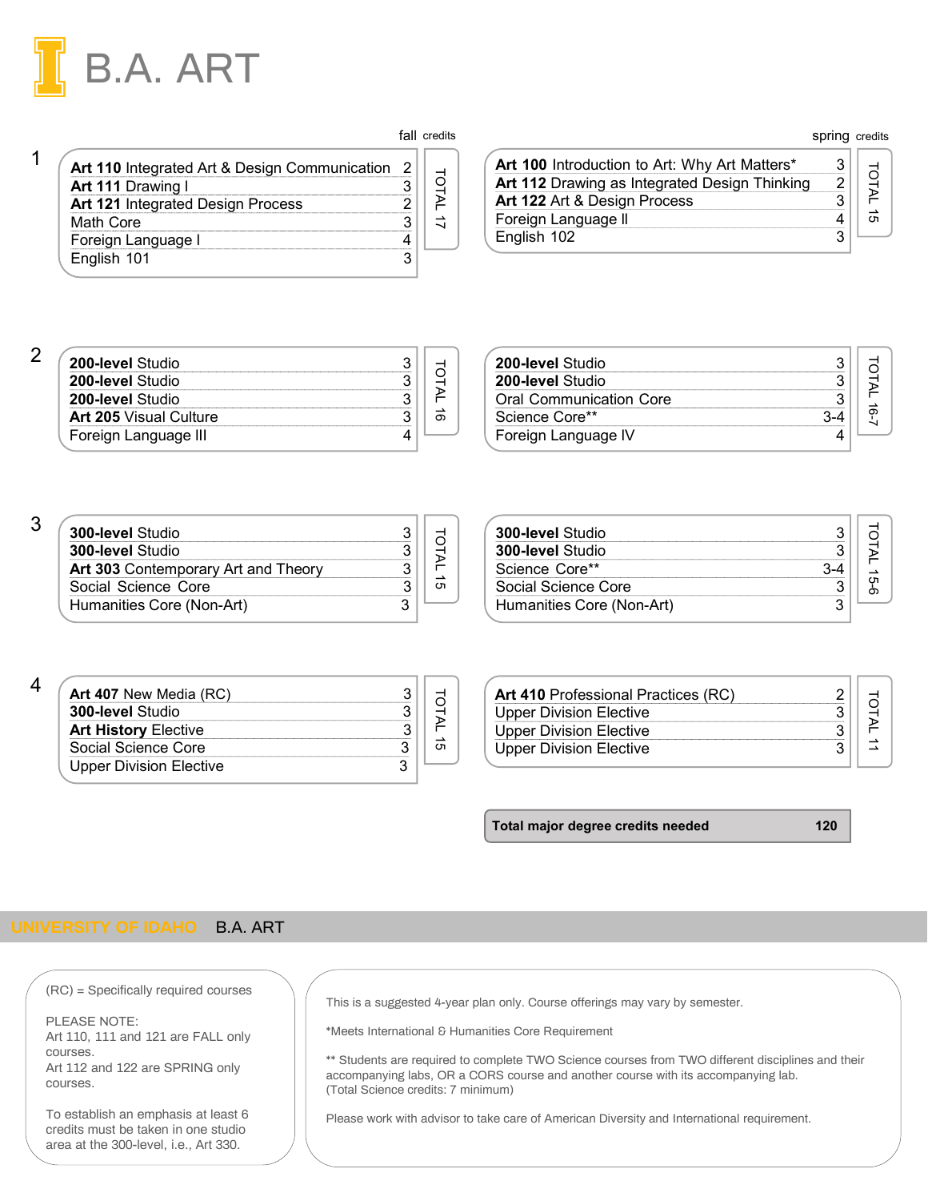# B.A. ART

## Year 1

| Fall | Credits |
| --- | --- |
| **Art 110** Integrated Art & Design Communication | 2 |
| **Art 111** Drawing I | 3 |
| **Art 121** Integrated Design Process | 2 |
| Math Core | 3 |
| Foreign Language I | 4 |
| English 101 | 3 |
| TOTAL | 17 |

| Spring | Credits |
| --- | --- |
| **Art 100** Introduction to Art: Why Art Matters* | 3 |
| **Art 112** Drawing as Integrated Design Thinking | 2 |
| **Art 122** Art & Design Process | 3 |
| Foreign Language II | 4 |
| English 102 | 3 |
| TOTAL | 15 |

## Year 2

| Fall | Credits |
| --- | --- |
| **200-level** Studio | 3 |
| **200-level** Studio | 3 |
| **200-level** Studio | 3 |
| **Art 205** Visual Culture | 3 |
| Foreign Language III | 4 |
| TOTAL | 16 |

| Spring | Credits |
| --- | --- |
| **200-level** Studio | 3 |
| **200-level** Studio | 3 |
| Oral Communication Core | 3 |
| Science Core** | 3-4 |
| Foreign Language IV | 4 |
| TOTAL | 16-7 |

## Year 3

| Fall | Credits |
| --- | --- |
| **300-level** Studio | 3 |
| **300-level** Studio | 3 |
| **Art 303** Contemporary Art and Theory | 3 |
| Social Science Core | 3 |
| Humanities Core (Non-Art) | 3 |
| TOTAL | 15 |

| Spring | Credits |
| --- | --- |
| **300-level** Studio | 3 |
| **300-level** Studio | 3 |
| Science Core** | 3-4 |
| Social Science Core | 3 |
| Humanities Core (Non-Art) | 3 |
| TOTAL | 15-6 |

## Year 4

| Fall | Credits |
| --- | --- |
| **Art 407** New Media (RC) | 3 |
| **300-level** Studio | 3 |
| **Art History** Elective | 3 |
| Social Science Core | 3 |
| Upper Division Elective | 3 |
| TOTAL | 15 |

| Spring | Credits |
| --- | --- |
| **Art 410** Professional Practices (RC) | 2 |
| Upper Division Elective | 3 |
| Upper Division Elective | 3 |
| Upper Division Elective | 3 |
| TOTAL | 11 |

**Total major degree credits needed: 120**

UNIVERSITY OF IDAHO B.A. ART

(RC) = Specifically required courses

PLEASE NOTE:
Art 110, 111 and 121 are FALL only courses.
Art 112 and 122 are SPRING only courses.

To establish an emphasis at least 6 credits must be taken in one studio area at the 300-level, i.e., Art 330.

This is a suggested 4-year plan only. Course offerings may vary by semester.

*Meets International & Humanities Core Requirement

** Students are required to complete TWO Science courses from TWO different disciplines and their accompanying labs, OR a CORS course and another course with its accompanying lab. (Total Science credits: 7 minimum)

Please work with advisor to take care of American Diversity and International requirement.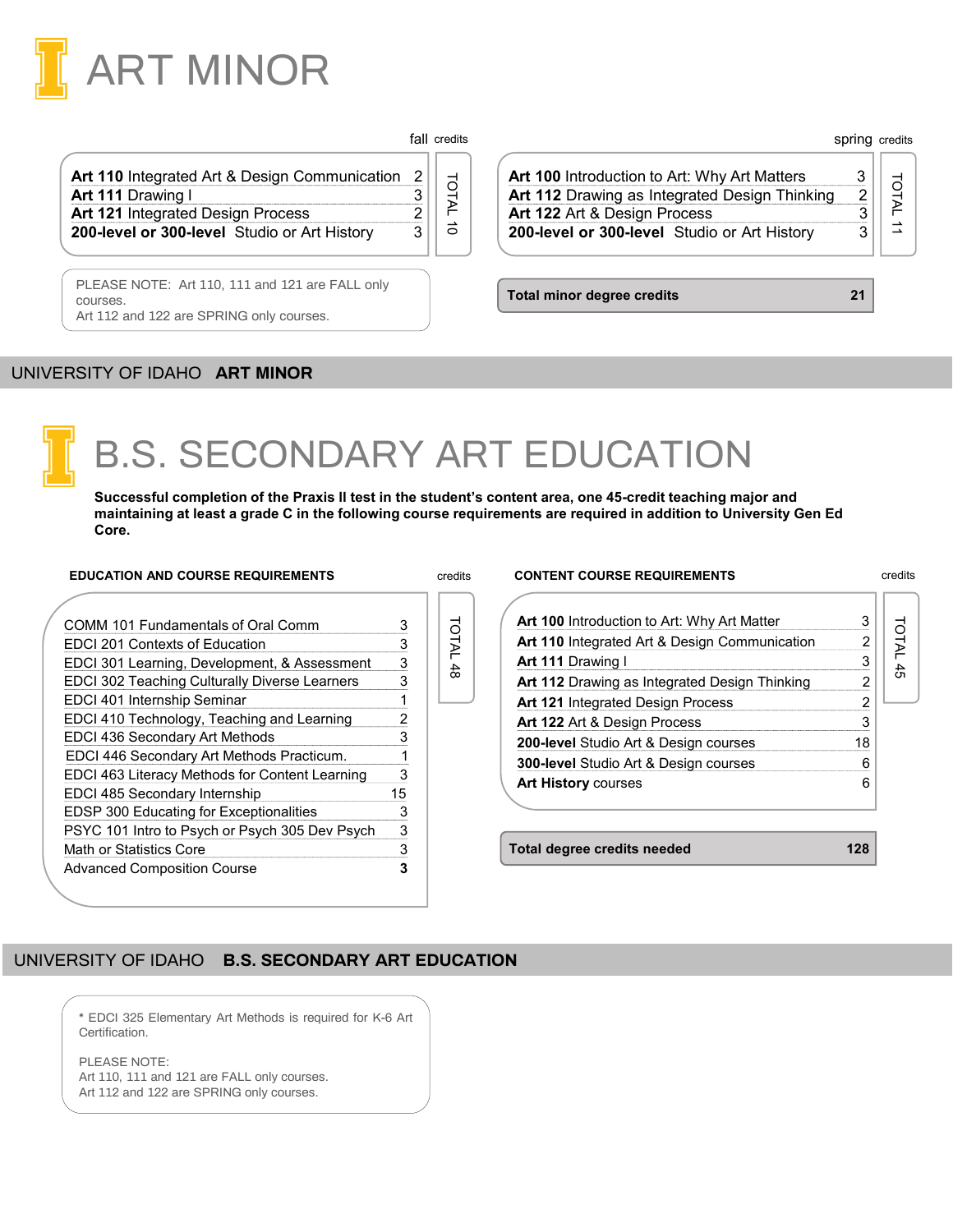# ART MINOR

| fall | credits | |
|---|---|---|
| **Art 110** Integrated Art & Design Communication | 2 | TOTAL 10 |
| **Art 111** Drawing I | 3 | |
| **Art 121** Integrated Design Process | 2 | |
| **200-level or 300-level** Studio or Art History | 3 | |

| spring | credits | |
|---|---|---|
| **Art 100** Introduction to Art: Why Art Matters | 3 | TOTAL 11 |
| **Art 112** Drawing as Integrated Design Thinking | 2 | |
| **Art 122** Art & Design Process | 3 | |
| **200-level or 300-level** Studio or Art History | 3 | |

PLEASE NOTE: Art 110, 111 and 121 are FALL only courses.
Art 112 and 122 are SPRING only courses.

**Total minor degree credits** 21

UNIVERSITY OF IDAHO **ART MINOR**

# B.S. SECONDARY ART EDUCATION

**Successful completion of the Praxis II test in the student's content area, one 45-credit teaching major and maintaining at least a grade C in the following course requirements are required in addition to University Gen Ed Core.**

| EDUCATION AND COURSE REQUIREMENTS | credits | |
|---|---|---|
| COMM 101 Fundamentals of Oral Comm | 3 | TOTAL 48 |
| EDCI 201 Contexts of Education | 3 | |
| EDCI 301 Learning, Development, & Assessment | 3 | |
| EDCI 302 Teaching Culturally Diverse Learners | 3 | |
| EDCI 401 Internship Seminar | 1 | |
| EDCI 410 Technology, Teaching and Learning | 2 | |
| EDCI 436 Secondary Art Methods | 3 | |
| EDCI 446 Secondary Art Methods Practicum. | 1 | |
| EDCI 463 Literacy Methods for Content Learning | 3 | |
| EDCI 485 Secondary Internship | 15 | |
| EDSP 300 Educating for Exceptionalities | 3 | |
| PSYC 101 Intro to Psych or Psych 305 Dev Psych | 3 | |
| Math or Statistics Core | 3 | |
| Advanced Composition Course | **3** | |

| CONTENT COURSE REQUIREMENTS | credits | |
|---|---|---|
| **Art 100** Introduction to Art: Why Art Matter | 3 | TOTAL 45 |
| **Art 110** Integrated Art & Design Communication | 2 | |
| **Art 111** Drawing I | 3 | |
| **Art 112** Drawing as Integrated Design Thinking | 2 | |
| **Art 121** Integrated Design Process | 2 | |
| **Art 122** Art & Design Process | 3 | |
| **200-level** Studio Art & Design courses | 18 | |
| **300-level** Studio Art & Design courses | 6 | |
| **Art History** courses | 6 | |

**Total degree credits needed** 128

UNIVERSITY OF IDAHO **B.S. SECONDARY ART EDUCATION**

* EDCI 325 Elementary Art Methods is required for K-6 Art Certification.

PLEASE NOTE:
Art 110, 111 and 121 are FALL only courses.
Art 112 and 122 are SPRING only courses.